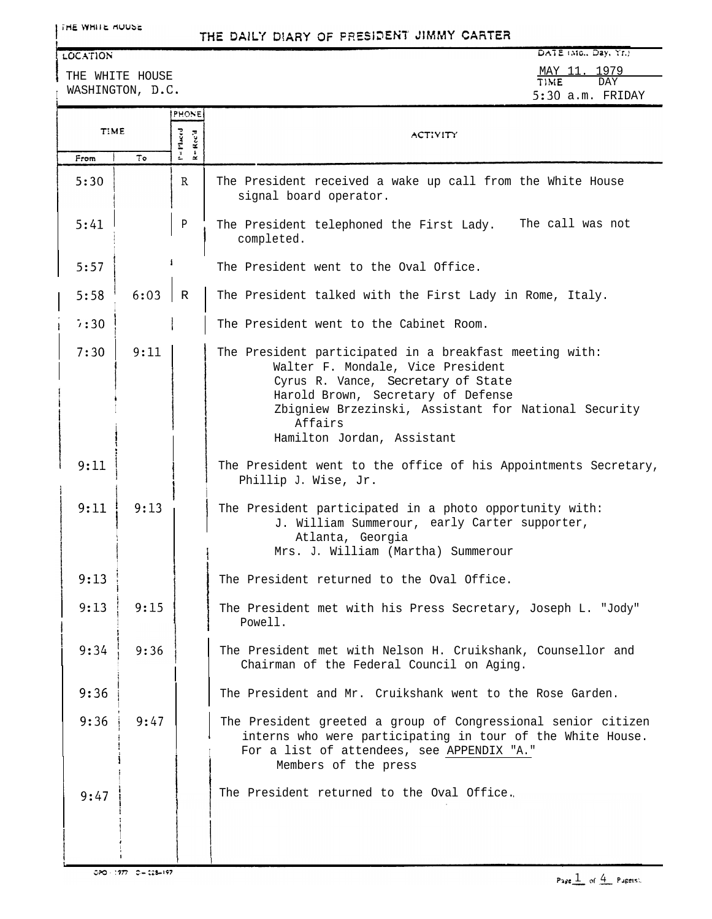THE WHITE HOUSE

# THE DAILY DIARY OF PRESIDENT JIMMY CARTER

LOCATION: THE WHITE HOUSE, WASHINGTON, D.C.

DATE (Mo., Day, Yr.): MAY 11, 1979

TIME: 5:30 a.m. DAY: FRIDAY

| TIME From | TIME To | PHONE P=Placed R=Rec'd | ACTIVITY |
|---|---|---|---|
| 5:30 | | R | The President received a wake up call from the White House signal board operator. |
| 5:41 | | P | The President telephoned the First Lady. The call was not completed. |
| 5:57 | | | The President went to the Oval Office. |
| 5:58 | 6:03 | R | The President talked with the First Lady in Rome, Italy. |
| 7:30 | | | The President went to the Cabinet Room. |
| 7:30 | 9:11 | | The President participated in a breakfast meeting with: Walter F. Mondale, Vice President; Cyrus R. Vance, Secretary of State; Harold Brown, Secretary of Defense; Zbigniew Brzezinski, Assistant for National Security Affairs; Hamilton Jordan, Assistant |
| 9:11 | | | The President went to the office of his Appointments Secretary, Phillip J. Wise, Jr. |
| 9:11 | 9:13 | | The President participated in a photo opportunity with: J. William Summerour, early Carter supporter, Atlanta, Georgia; Mrs. J. William (Martha) Summerour |
| 9:13 | | | The President returned to the Oval Office. |
| 9:13 | 9:15 | | The President met with his Press Secretary, Joseph L. "Jody" Powell. |
| 9:34 | 9:36 | | The President met with Nelson H. Cruikshank, Counsellor and Chairman of the Federal Council on Aging. |
| 9:36 | | | The President and Mr. Cruikshank went to the Rose Garden. |
| 9:36 | 9:47 | | The President greeted a group of Congressional senior citizen interns who were participating in tour of the White House. For a list of attendees, see APPENDIX "A." Members of the press |
| 9:47 | | | The President returned to the Oval Office. |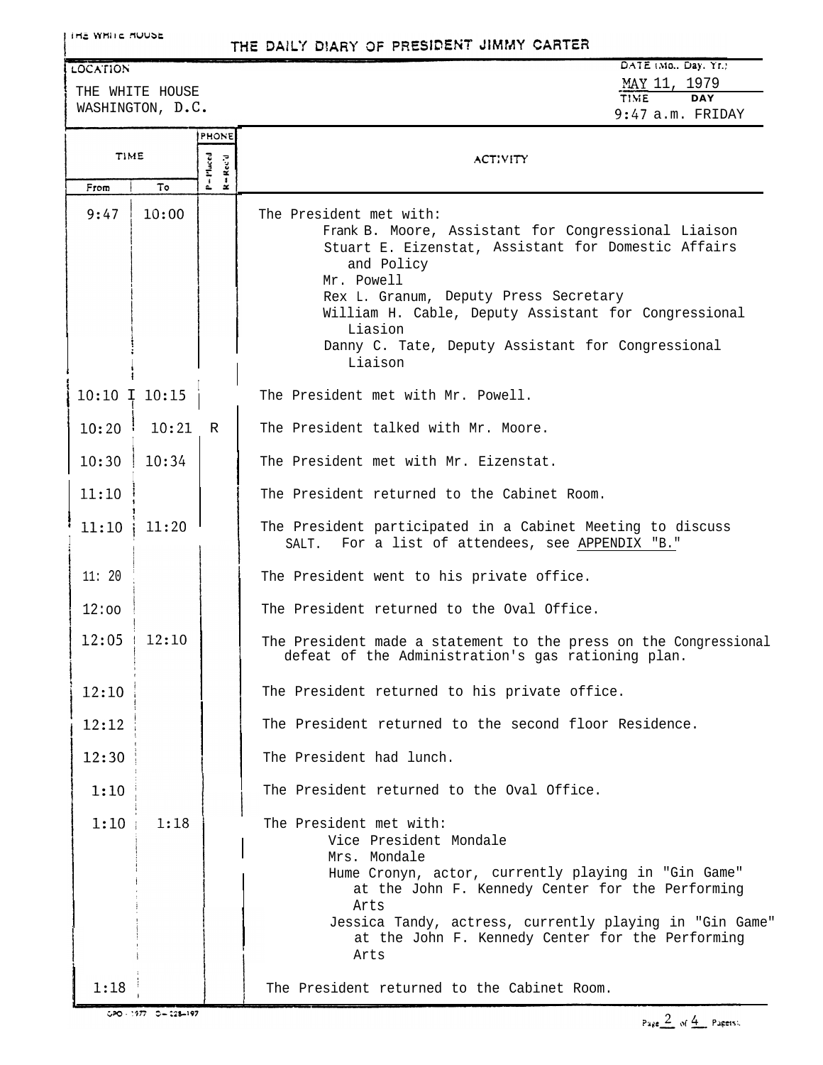THE WHITE HOUSE

# THE DAILY DIARY OF PRESIDENT JIMMY CARTER

LOCATION: THE WHITE HOUSE, WASHINGTON, D.C.

DATE (Mo., Day, Yr.): MAY 11, 1979

TIME: 9:47 a.m. DAY: FRIDAY

| TIME From | TIME To | PHONE P=Placed R=Rec'd | ACTIVITY |
|---|---|---|---|
| 9:47 | 10:00 | | The President met with:<br>Frank B. Moore, Assistant for Congressional Liaison<br>Stuart E. Eizenstat, Assistant for Domestic Affairs and Policy<br>Mr. Powell<br>Rex L. Granum, Deputy Press Secretary<br>William H. Cable, Deputy Assistant for Congressional Liasion<br>Danny C. Tate, Deputy Assistant for Congressional Liaison |
| 10:10 | 10:15 | | The President met with Mr. Powell. |
| 10:20 | 10:21 | R | The President talked with Mr. Moore. |
| 10:30 | 10:34 | | The President met with Mr. Eizenstat. |
| 11:10 | | | The President returned to the Cabinet Room. |
| 11:10 | 11:20 | | The President participated in a Cabinet Meeting to discuss SALT. For a list of attendees, see APPENDIX "B." |
| 11:20 | | | The President went to his private office. |
| 12:00 | | | The President returned to the Oval Office. |
| 12:05 | 12:10 | | The President made a statement to the press on the Congressional defeat of the Administration's gas rationing plan. |
| 12:10 | | | The President returned to his private office. |
| 12:12 | | | The President returned to the second floor Residence. |
| 12:30 | | | The President had lunch. |
| 1:10 | | | The President returned to the Oval Office. |
| 1:10 | 1:18 | | The President met with:<br>Vice President Mondale<br>Mrs. Mondale<br>Hume Cronyn, actor, currently playing in "Gin Game" at the John F. Kennedy Center for the Performing Arts<br>Jessica Tandy, actress, currently playing in "Gin Game" at the John F. Kennedy Center for the Performing Arts |
| 1:18 | | | The President returned to the Cabinet Room. |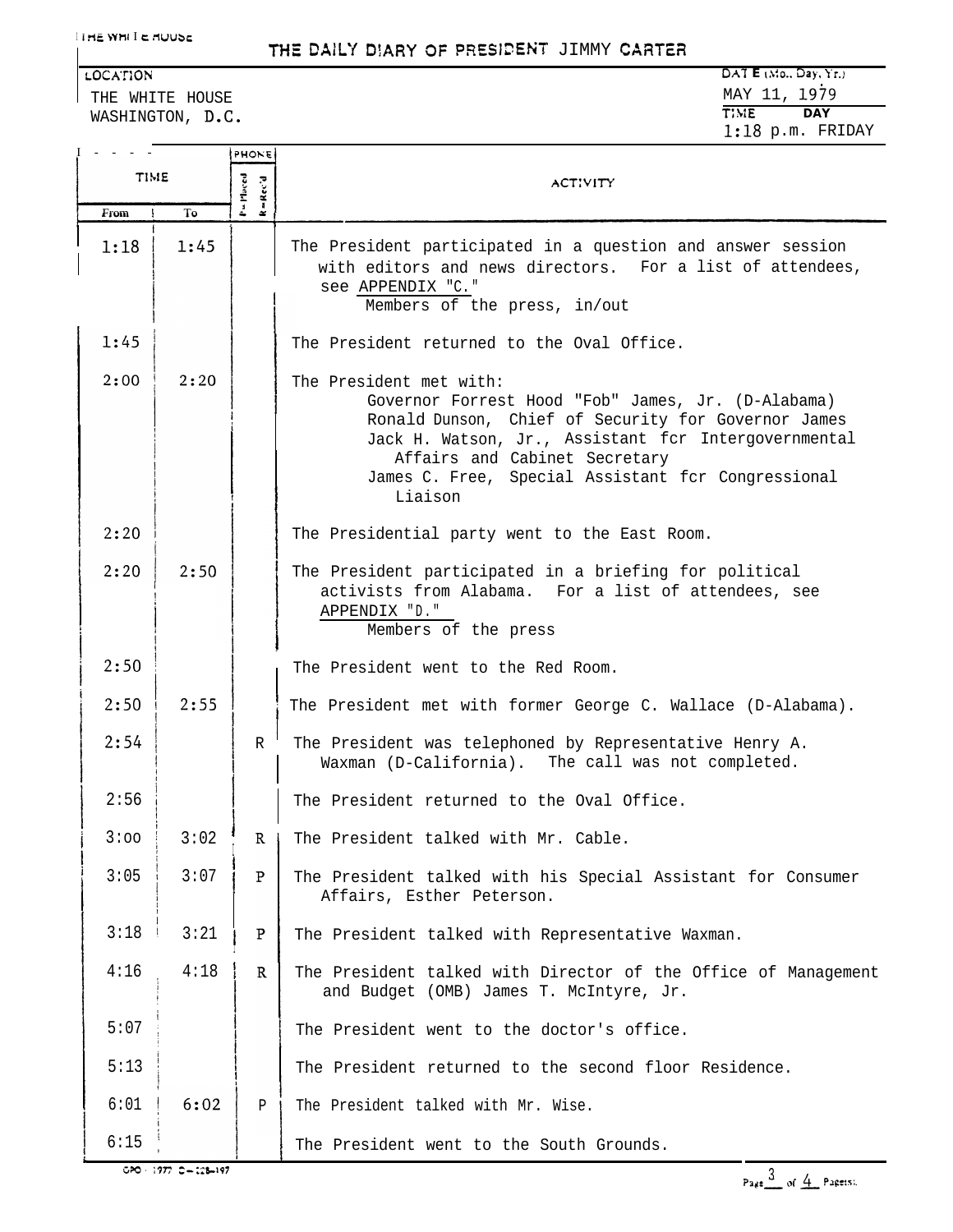THE WHITE HOUSE

# THE DAILY DIARY OF PRESIDENT JIMMY CARTER

| LOCATION | DATE (Mo., Day, Yr.) |
|---|---|
| THE WHITE HOUSE<br>WASHINGTON, D.C. | MAY 11, 1979 |
| | TIME: 1:18 p.m. DAY: FRIDAY |

| TIME From | TIME To | PHONE P=Placed R=Rec'd | ACTIVITY |
|---|---|---|---|
| 1:18 | 1:45 | | The President participated in a question and answer session with editors and news directors. For a list of attendees, see APPENDIX "C."<br>Members of the press, in/out |
| 1:45 | | | The President returned to the Oval Office. |
| 2:00 | 2:20 | | The President met with:<br>Governor Forrest Hood "Fob" James, Jr. (D-Alabama)<br>Ronald Dunson, Chief of Security for Governor James<br>Jack H. Watson, Jr., Assistant fcr Intergovernmental Affairs and Cabinet Secretary<br>James C. Free, Special Assistant fcr Congressional Liaison |
| 2:20 | | | The Presidential party went to the East Room. |
| 2:20 | 2:50 | | The President participated in a briefing for political activists from Alabama. For a list of attendees, see APPENDIX "D."<br>Members of the press |
| 2:50 | | | The President went to the Red Room. |
| 2:50 | 2:55 | | The President met with former George C. Wallace (D-Alabama). |
| 2:54 | | R | The President was telephoned by Representative Henry A. Waxman (D-California). The call was not completed. |
| 2:56 | | | The President returned to the Oval Office. |
| 3:00 | 3:02 | R | The President talked with Mr. Cable. |
| 3:05 | 3:07 | P | The President talked with his Special Assistant for Consumer Affairs, Esther Peterson. |
| 3:18 | 3:21 | P | The President talked with Representative Waxman. |
| 4:16 | 4:18 | R | The President talked with Director of the Office of Management and Budget (OMB) James T. McIntyre, Jr. |
| 5:07 | | | The President went to the doctor's office. |
| 5:13 | | | The President returned to the second floor Residence. |
| 6:01 | 6:02 | P | The President talked with Mr. Wise. |
| 6:15 | | | The President went to the South Grounds. |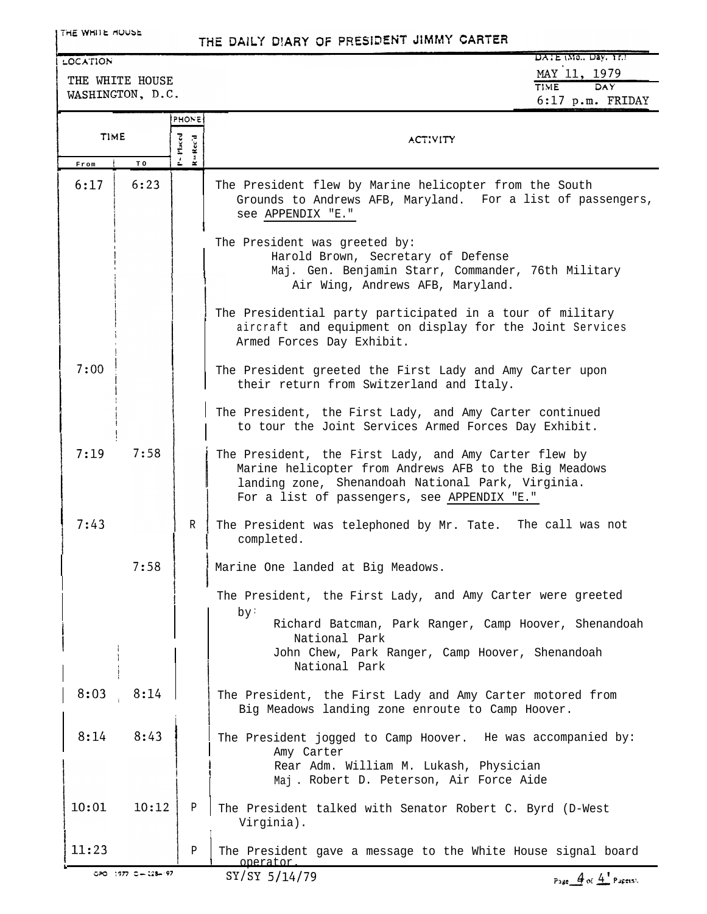THE WHITE HOUSE

# THE DAILY DIARY OF PRESIDENT JIMMY CARTER

LOCATION: THE WHITE HOUSE, WASHINGTON, D.C.

DATE (Mo., Day, Yr.): MAY 11, 1979

TIME: 6:17 p.m. DAY: FRIDAY

| TIME From | TIME To | PHONE P=Placed R=Rec'd | ACTIVITY |
|---|---|---|---|
| 6:17 | 6:23 | | The President flew by Marine helicopter from the South Grounds to Andrews AFB, Maryland. For a list of passengers, see APPENDIX "E." |
| | | | The President was greeted by: Harold Brown, Secretary of Defense; Maj. Gen. Benjamin Starr, Commander, 76th Military Air Wing, Andrews AFB, Maryland. |
| | | | The Presidential party participated in a tour of military aircraft and equipment on display for the Joint Services Armed Forces Day Exhibit. |
| 7:00 | | | The President greeted the First Lady and Amy Carter upon their return from Switzerland and Italy. |
| | | | The President, the First Lady, and Amy Carter continued to tour the Joint Services Armed Forces Day Exhibit. |
| 7:19 | 7:58 | | The President, the First Lady, and Amy Carter flew by Marine helicopter from Andrews AFB to the Big Meadows landing zone, Shenandoah National Park, Virginia. For a list of passengers, see APPENDIX "E." |
| 7:43 | | R | The President was telephoned by Mr. Tate. The call was not completed. |
| | 7:58 | | Marine One landed at Big Meadows. |
| | | | The President, the First Lady, and Amy Carter were greeted by: Richard Batcman, Park Ranger, Camp Hoover, Shenandoah National Park; John Chew, Park Ranger, Camp Hoover, Shenandoah National Park |
| 8:03 | 8:14 | | The President, the First Lady and Amy Carter motored from Big Meadows landing zone enroute to Camp Hoover. |
| 8:14 | 8:43 | | The President jogged to Camp Hoover. He was accompanied by: Amy Carter; Rear Adm. William M. Lukash, Physician; Maj. Robert D. Peterson, Air Force Aide |
| 10:01 | 10:12 | P | The President talked with Senator Robert C. Byrd (D-West Virginia). |
| 11:23 | | P | The President gave a message to the White House signal board operator. |

SY/SY 5/14/79